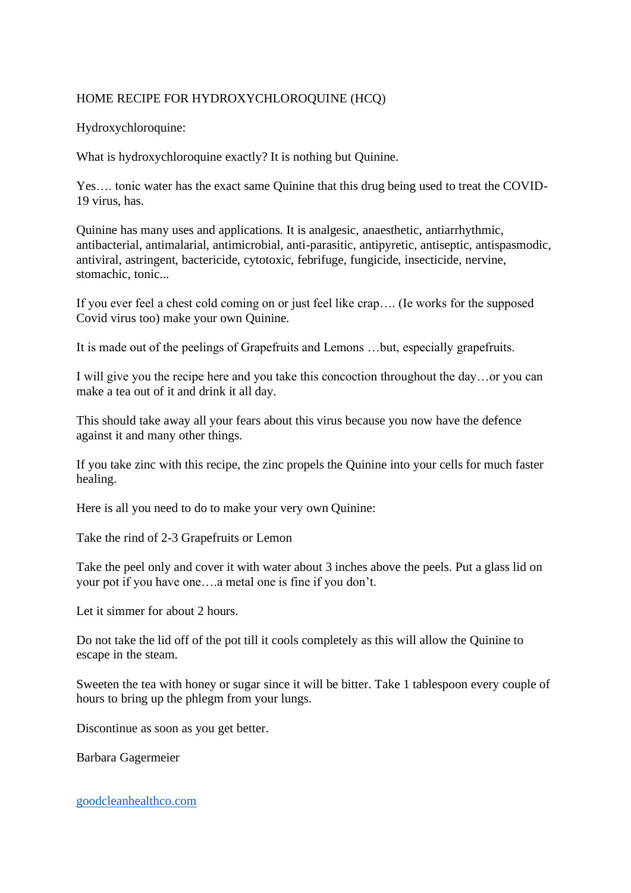HOME RECIPE FOR HYDROXYCHLOROQUINE (HCQ)

Hydroxychloroquine:

What is hydroxychloroquine exactly? It is nothing but Quinine.

Yes…. tonic water has the exact same Quinine that this drug being used to treat the COVID-19 virus, has.

Quinine has many uses and applications. It is analgesic, anaesthetic, antiarrhythmic, antibacterial, antimalarial, antimicrobial, anti-parasitic, antipyretic, antiseptic, antispasmodic, antiviral, astringent, bactericide, cytotoxic, febrifuge, fungicide, insecticide, nervine, stomachic, tonic...

If you ever feel a chest cold coming on or just feel like crap…. (Ie works for the supposed Covid virus too) make your own Quinine.

It is made out of the peelings of Grapefruits and Lemons …but, especially grapefruits.

I will give you the recipe here and you take this concoction throughout the day…or you can make a tea out of it and drink it all day.

This should take away all your fears about this virus because you now have the defence against it and many other things.

If you take zinc with this recipe, the zinc propels the Quinine into your cells for much faster healing.

Here is all you need to do to make your very own Quinine:

Take the rind of 2-3 Grapefruits or Lemon

Take the peel only and cover it with water about 3 inches above the peels. Put a glass lid on your pot if you have one….a metal one is fine if you don't.

Let it simmer for about 2 hours.

Do not take the lid off of the pot till it cools completely as this will allow the Quinine to escape in the steam.

Sweeten the tea with honey or sugar since it will be bitter. Take 1 tablespoon every couple of hours to bring up the phlegm from your lungs.

Discontinue as soon as you get better.

Barbara Gagermeier

goodcleanhealthco.com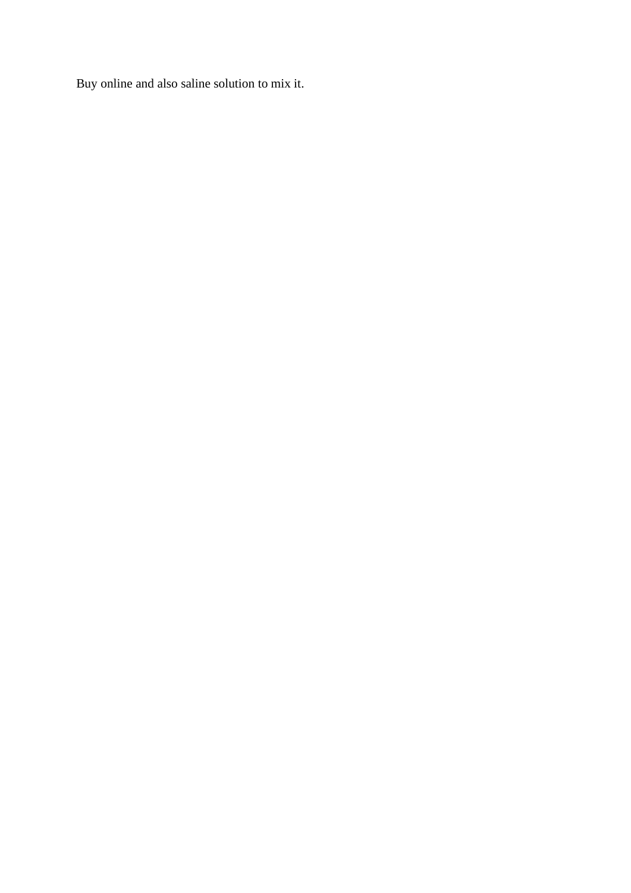Buy online and also saline solution to mix it.